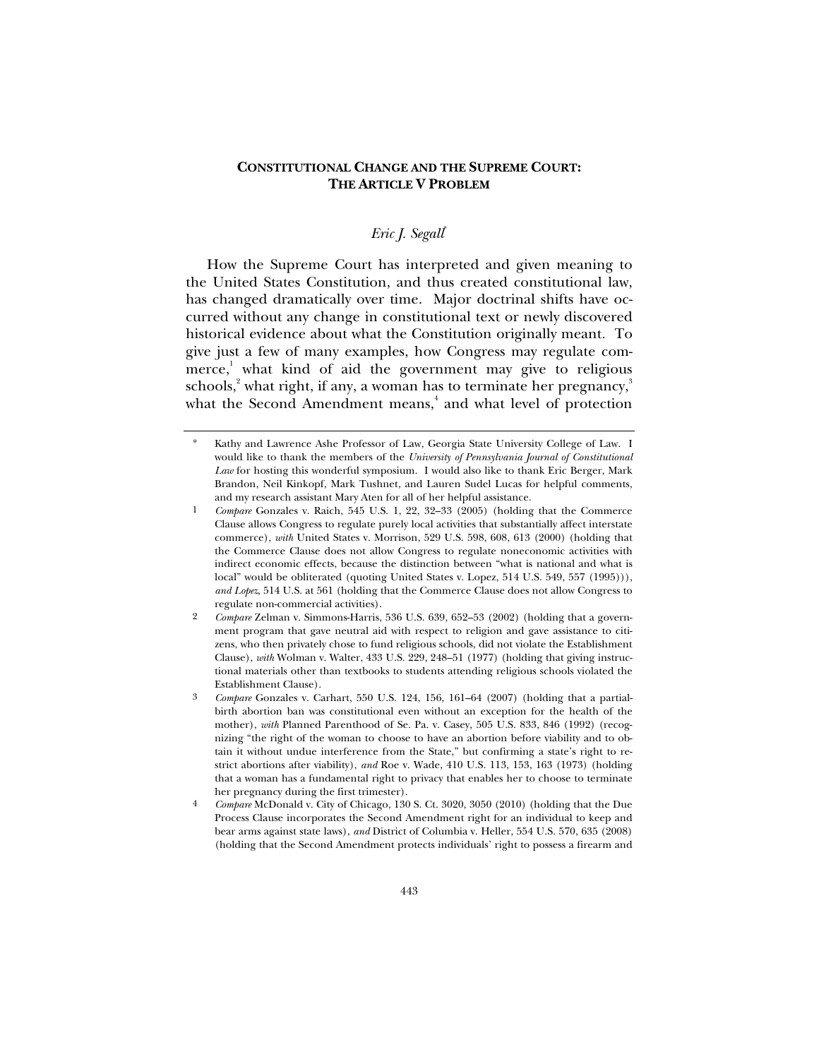# CONSTITUTIONAL CHANGE AND THE SUPREME COURT: THE ARTICLE V PROBLEM

*Eric J. Segall*[*]

How the Supreme Court has interpreted and given meaning to the United States Constitution, and thus created constitutional law, has changed dramatically over time. Major doctrinal shifts have occurred without any change in constitutional text or newly discovered historical evidence about what the Constitution originally meant. To give just a few of many examples, how Congress may regulate commerce,[1] what kind of aid the government may give to religious schools,[2] what right, if any, a woman has to terminate her pregnancy,[3] what the Second Amendment means,[4] and what level of protection

---

[*] Kathy and Lawrence Ashe Professor of Law, Georgia State University College of Law. I would like to thank the members of the *University of Pennsylvania Journal of Constitutional Law* for hosting this wonderful symposium. I would also like to thank Eric Berger, Mark Brandon, Neil Kinkopf, Mark Tushnet, and Lauren Sudel Lucas for helpful comments, and my research assistant Mary Aten for all of her helpful assistance.

[1] *Compare* Gonzales v. Raich, 545 U.S. 1, 22, 32–33 (2005) (holding that the Commerce Clause allows Congress to regulate purely local activities that substantially affect interstate commerce), *with* United States v. Morrison, 529 U.S. 598, 608, 613 (2000) (holding that the Commerce Clause does not allow Congress to regulate noneconomic activities with indirect economic effects, because the distinction between "what is national and what is local" would be obliterated (quoting United States v. Lopez, 514 U.S. 549, 557 (1995))), *and Lopez*, 514 U.S. at 561 (holding that the Commerce Clause does not allow Congress to regulate non-commercial activities).

[2] *Compare* Zelman v. Simmons-Harris, 536 U.S. 639, 652–53 (2002) (holding that a government program that gave neutral aid with respect to religion and gave assistance to citizens, who then privately chose to fund religious schools, did not violate the Establishment Clause), *with* Wolman v. Walter, 433 U.S. 229, 248–51 (1977) (holding that giving instructional materials other than textbooks to students attending religious schools violated the Establishment Clause).

[3] *Compare* Gonzales v. Carhart, 550 U.S. 124, 156, 161–64 (2007) (holding that a partial-birth abortion ban was constitutional even without an exception for the health of the mother), *with* Planned Parenthood of Se. Pa. v. Casey, 505 U.S. 833, 846 (1992) (recognizing "the right of the woman to choose to have an abortion before viability and to obtain it without undue interference from the State," but confirming a state's right to restrict abortions after viability), *and* Roe v. Wade, 410 U.S. 113, 153, 163 (1973) (holding that a woman has a fundamental right to privacy that enables her to choose to terminate her pregnancy during the first trimester).

[4] *Compare* McDonald v. City of Chicago, 130 S. Ct. 3020, 3050 (2010) (holding that the Due Process Clause incorporates the Second Amendment right for an individual to keep and bear arms against state laws), *and* District of Columbia v. Heller, 554 U.S. 570, 635 (2008) (holding that the Second Amendment protects individuals' right to possess a firearm and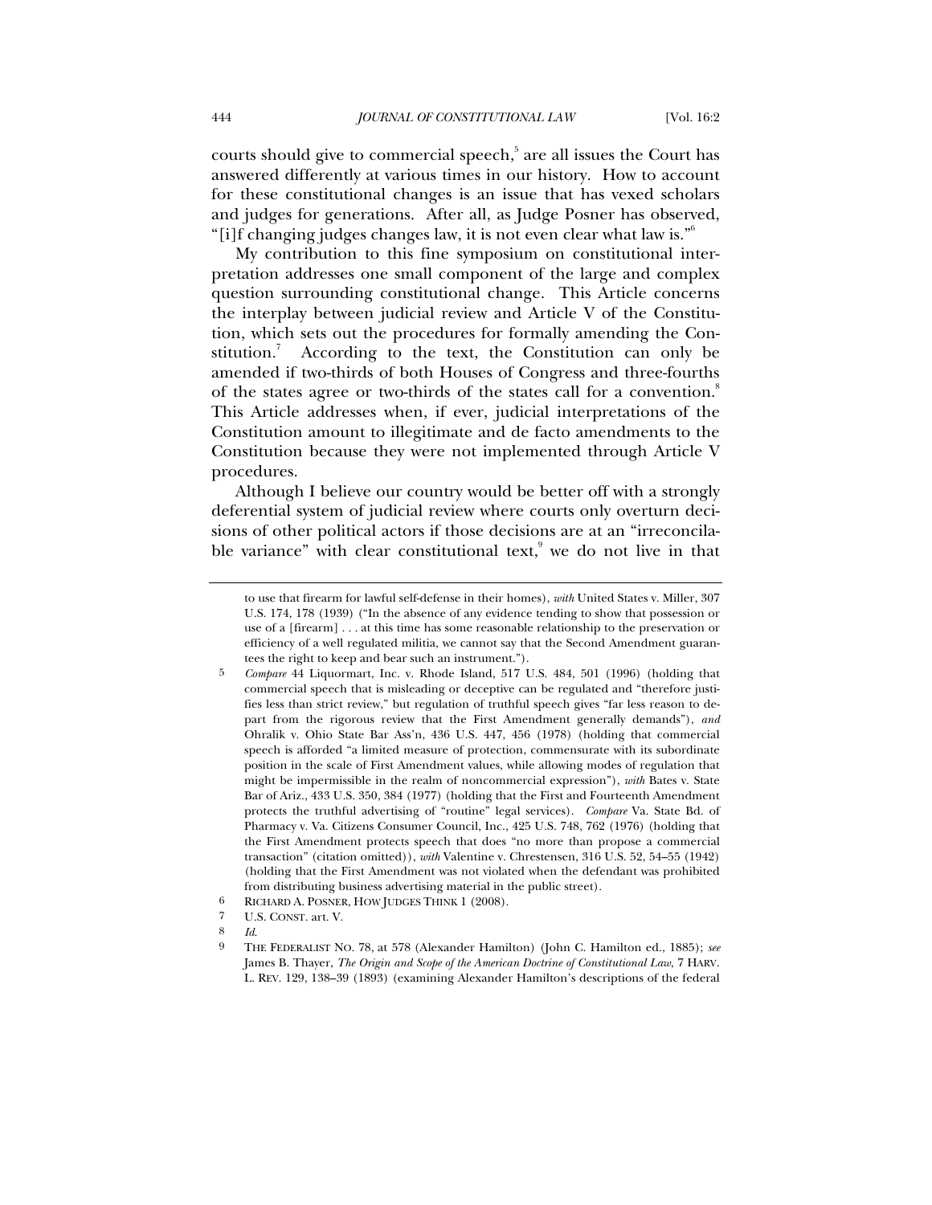courts should give to commercial speech,[5] are all issues the Court has answered differently at various times in our history. How to account for these constitutional changes is an issue that has vexed scholars and judges for generations. After all, as Judge Posner has observed, "[i]f changing judges changes law, it is not even clear what law is."[6]

My contribution to this fine symposium on constitutional interpretation addresses one small component of the large and complex question surrounding constitutional change. This Article concerns the interplay between judicial review and Article V of the Constitution, which sets out the procedures for formally amending the Constitution.[7] According to the text, the Constitution can only be amended if two-thirds of both Houses of Congress and three-fourths of the states agree or two-thirds of the states call for a convention.[8] This Article addresses when, if ever, judicial interpretations of the Constitution amount to illegitimate and de facto amendments to the Constitution because they were not implemented through Article V procedures.

Although I believe our country would be better off with a strongly deferential system of judicial review where courts only overturn decisions of other political actors if those decisions are at an "irreconcilable variance" with clear constitutional text,[9] we do not live in that

---

to use that firearm for lawful self-defense in their homes), *with* United States v. Miller, 307 U.S. 174, 178 (1939) ("In the absence of any evidence tending to show that possession or use of a [firearm] . . . at this time has some reasonable relationship to the preservation or efficiency of a well regulated militia, we cannot say that the Second Amendment guarantees the right to keep and bear such an instrument.").

5 *Compare* 44 Liquormart, Inc. v. Rhode Island, 517 U.S. 484, 501 (1996) (holding that commercial speech that is misleading or deceptive can be regulated and "therefore justifies less than strict review," but regulation of truthful speech gives "far less reason to depart from the rigorous review that the First Amendment generally demands"), *and* Ohralik v. Ohio State Bar Ass'n, 436 U.S. 447, 456 (1978) (holding that commercial speech is afforded "a limited measure of protection, commensurate with its subordinate position in the scale of First Amendment values, while allowing modes of regulation that might be impermissible in the realm of noncommercial expression"), *with* Bates v. State Bar of Ariz., 433 U.S. 350, 384 (1977) (holding that the First and Fourteenth Amendment protects the truthful advertising of "routine" legal services). *Compare* Va. State Bd. of Pharmacy v. Va. Citizens Consumer Council, Inc., 425 U.S. 748, 762 (1976) (holding that the First Amendment protects speech that does "no more than propose a commercial transaction" (citation omitted)), *with* Valentine v. Chrestensen, 316 U.S. 52, 54–55 (1942) (holding that the First Amendment was not violated when the defendant was prohibited from distributing business advertising material in the public street).

6 RICHARD A. POSNER, HOW JUDGES THINK 1 (2008).

7 U.S. CONST. art. V.

8 *Id.*

9 THE FEDERALIST NO. 78, at 578 (Alexander Hamilton) (John C. Hamilton ed., 1885); *see* James B. Thayer, *The Origin and Scope of the American Doctrine of Constitutional Law*, 7 HARV. L. REV. 129, 138–39 (1893) (examining Alexander Hamilton's descriptions of the federal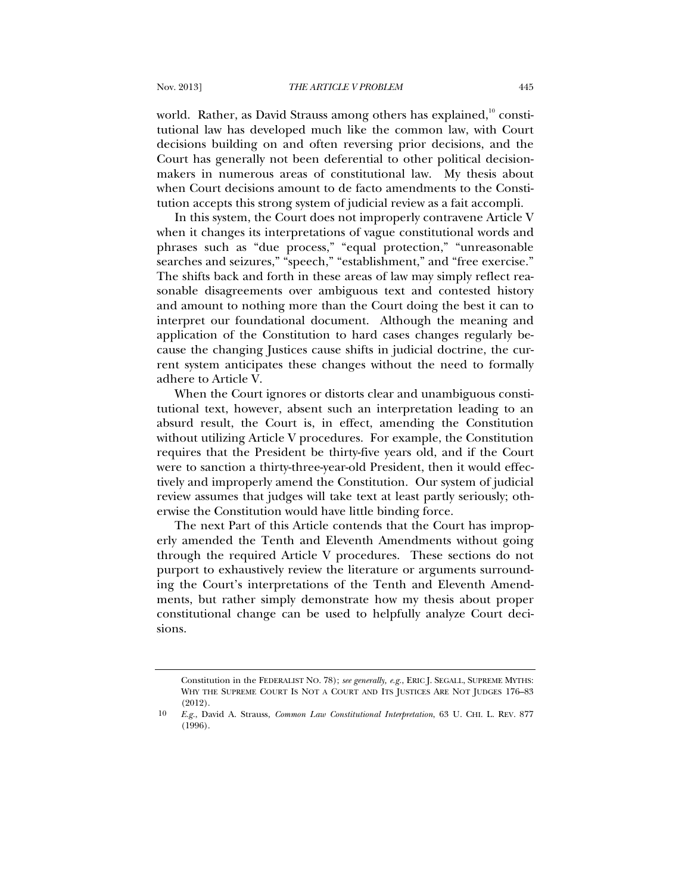world. Rather, as David Strauss among others has explained,[10] constitutional law has developed much like the common law, with Court decisions building on and often reversing prior decisions, and the Court has generally not been deferential to other political decisionmakers in numerous areas of constitutional law. My thesis about when Court decisions amount to de facto amendments to the Constitution accepts this strong system of judicial review as a fait accompli.

In this system, the Court does not improperly contravene Article V when it changes its interpretations of vague constitutional words and phrases such as "due process," "equal protection," "unreasonable searches and seizures," "speech," "establishment," and "free exercise." The shifts back and forth in these areas of law may simply reflect reasonable disagreements over ambiguous text and contested history and amount to nothing more than the Court doing the best it can to interpret our foundational document. Although the meaning and application of the Constitution to hard cases changes regularly because the changing Justices cause shifts in judicial doctrine, the current system anticipates these changes without the need to formally adhere to Article V.

When the Court ignores or distorts clear and unambiguous constitutional text, however, absent such an interpretation leading to an absurd result, the Court is, in effect, amending the Constitution without utilizing Article V procedures. For example, the Constitution requires that the President be thirty-five years old, and if the Court were to sanction a thirty-three-year-old President, then it would effectively and improperly amend the Constitution. Our system of judicial review assumes that judges will take text at least partly seriously; otherwise the Constitution would have little binding force.

The next Part of this Article contends that the Court has improperly amended the Tenth and Eleventh Amendments without going through the required Article V procedures. These sections do not purport to exhaustively review the literature or arguments surrounding the Court's interpretations of the Tenth and Eleventh Amendments, but rather simply demonstrate how my thesis about proper constitutional change can be used to helpfully analyze Court decisions.

---

Constitution in the FEDERALIST NO. 78); *see generally, e.g.*, ERIC J. SEGALL, SUPREME MYTHS: WHY THE SUPREME COURT IS NOT A COURT AND ITS JUSTICES ARE NOT JUDGES 176–83 (2012).

10 *E.g.*, David A. Strauss, *Common Law Constitutional Interpretation*, 63 U. CHI. L. REV. 877 (1996).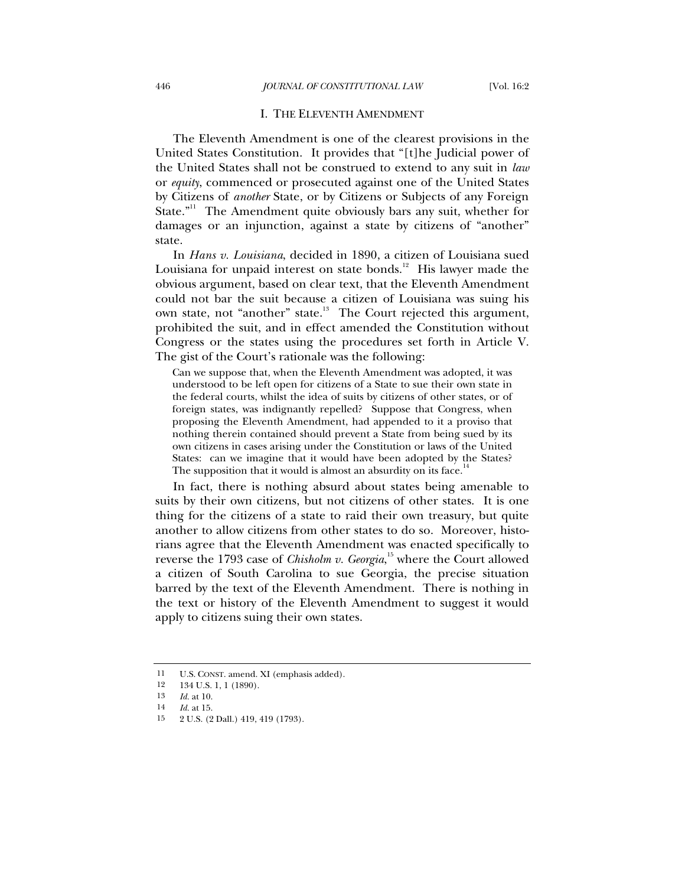## I. THE ELEVENTH AMENDMENT

The Eleventh Amendment is one of the clearest provisions in the United States Constitution. It provides that "[t]he Judicial power of the United States shall not be construed to extend to any suit in *law* or *equity*, commenced or prosecuted against one of the United States by Citizens of *another* State, or by Citizens or Subjects of any Foreign State."[11] The Amendment quite obviously bars any suit, whether for damages or an injunction, against a state by citizens of "another" state.

In *Hans v. Louisiana*, decided in 1890, a citizen of Louisiana sued Louisiana for unpaid interest on state bonds.[12] His lawyer made the obvious argument, based on clear text, that the Eleventh Amendment could not bar the suit because a citizen of Louisiana was suing his own state, not "another" state.[13] The Court rejected this argument, prohibited the suit, and in effect amended the Constitution without Congress or the states using the procedures set forth in Article V. The gist of the Court's rationale was the following:

> Can we suppose that, when the Eleventh Amendment was adopted, it was understood to be left open for citizens of a State to sue their own state in the federal courts, whilst the idea of suits by citizens of other states, or of foreign states, was indignantly repelled? Suppose that Congress, when proposing the Eleventh Amendment, had appended to it a proviso that nothing therein contained should prevent a State from being sued by its own citizens in cases arising under the Constitution or laws of the United States: can we imagine that it would have been adopted by the States? The supposition that it would is almost an absurdity on its face.[14]

In fact, there is nothing absurd about states being amenable to suits by their own citizens, but not citizens of other states. It is one thing for the citizens of a state to raid their own treasury, but quite another to allow citizens from other states to do so. Moreover, historians agree that the Eleventh Amendment was enacted specifically to reverse the 1793 case of *Chisholm v. Georgia*,[15] where the Court allowed a citizen of South Carolina to sue Georgia, the precise situation barred by the text of the Eleventh Amendment. There is nothing in the text or history of the Eleventh Amendment to suggest it would apply to citizens suing their own states.

---

11 U.S. CONST. amend. XI (emphasis added).

12 134 U.S. 1, 1 (1890).

13 *Id.* at 10.

14 *Id.* at 15.

15 2 U.S. (2 Dall.) 419, 419 (1793).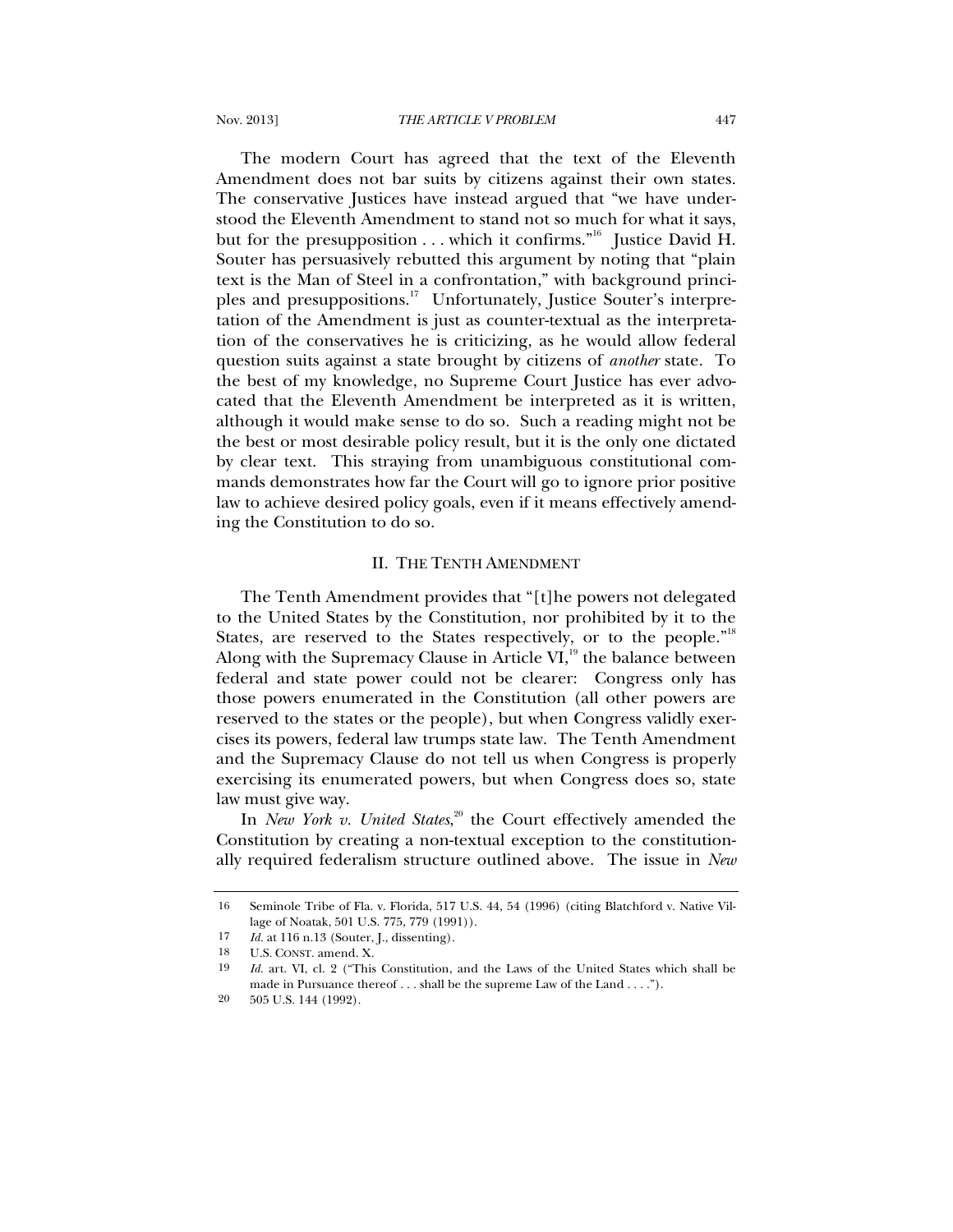The modern Court has agreed that the text of the Eleventh Amendment does not bar suits by citizens against their own states. The conservative Justices have instead argued that "we have understood the Eleventh Amendment to stand not so much for what it says, but for the presupposition . . . which it confirms."[16] Justice David H. Souter has persuasively rebutted this argument by noting that "plain text is the Man of Steel in a confrontation," with background principles and presuppositions.[17] Unfortunately, Justice Souter's interpretation of the Amendment is just as counter-textual as the interpretation of the conservatives he is criticizing, as he would allow federal question suits against a state brought by citizens of *another* state. To the best of my knowledge, no Supreme Court Justice has ever advocated that the Eleventh Amendment be interpreted as it is written, although it would make sense to do so. Such a reading might not be the best or most desirable policy result, but it is the only one dictated by clear text. This straying from unambiguous constitutional commands demonstrates how far the Court will go to ignore prior positive law to achieve desired policy goals, even if it means effectively amending the Constitution to do so.

## II. THE TENTH AMENDMENT

The Tenth Amendment provides that "[t]he powers not delegated to the United States by the Constitution, nor prohibited by it to the States, are reserved to the States respectively, or to the people."[18] Along with the Supremacy Clause in Article VI,[19] the balance between federal and state power could not be clearer: Congress only has those powers enumerated in the Constitution (all other powers are reserved to the states or the people), but when Congress validly exercises its powers, federal law trumps state law. The Tenth Amendment and the Supremacy Clause do not tell us when Congress is properly exercising its enumerated powers, but when Congress does so, state law must give way.

In *New York v. United States*,[20] the Court effectively amended the Constitution by creating a non-textual exception to the constitutionally required federalism structure outlined above. The issue in *New*

---

16 Seminole Tribe of Fla. v. Florida, 517 U.S. 44, 54 (1996) (citing Blatchford v. Native Village of Noatak, 501 U.S. 775, 779 (1991)).

17 *Id.* at 116 n.13 (Souter, J., dissenting).

18 U.S. CONST. amend. X.

19 *Id.* art. VI, cl. 2 ("This Constitution, and the Laws of the United States which shall be made in Pursuance thereof . . . shall be the supreme Law of the Land . . . .").

20 505 U.S. 144 (1992).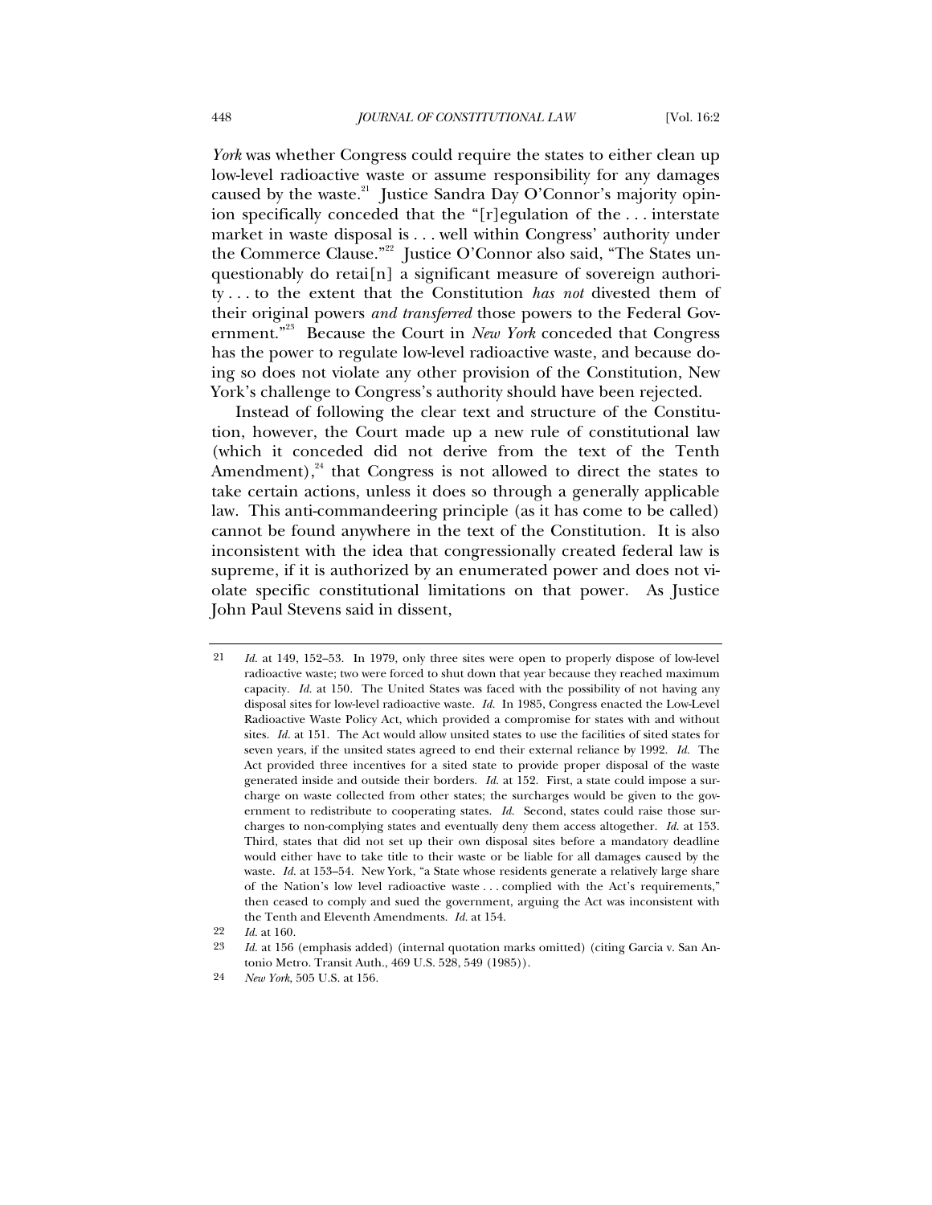*York* was whether Congress could require the states to either clean up low-level radioactive waste or assume responsibility for any damages caused by the waste.[21] Justice Sandra Day O'Connor's majority opinion specifically conceded that the "[r]egulation of the . . . interstate market in waste disposal is . . . well within Congress' authority under the Commerce Clause."[22] Justice O'Connor also said, "The States unquestionably do retai[n] a significant measure of sovereign authority . . . to the extent that the Constitution *has not* divested them of their original powers *and transferred* those powers to the Federal Government."[23] Because the Court in *New York* conceded that Congress has the power to regulate low-level radioactive waste, and because doing so does not violate any other provision of the Constitution, New York's challenge to Congress's authority should have been rejected.

Instead of following the clear text and structure of the Constitution, however, the Court made up a new rule of constitutional law (which it conceded did not derive from the text of the Tenth Amendment),[24] that Congress is not allowed to direct the states to take certain actions, unless it does so through a generally applicable law. This anti-commandeering principle (as it has come to be called) cannot be found anywhere in the text of the Constitution. It is also inconsistent with the idea that congressionally created federal law is supreme, if it is authorized by an enumerated power and does not violate specific constitutional limitations on that power. As Justice John Paul Stevens said in dissent,

---

21 *Id.* at 149, 152–53. In 1979, only three sites were open to properly dispose of low-level radioactive waste; two were forced to shut down that year because they reached maximum capacity. *Id.* at 150. The United States was faced with the possibility of not having any disposal sites for low-level radioactive waste. *Id.* In 1985, Congress enacted the Low-Level Radioactive Waste Policy Act, which provided a compromise for states with and without sites. *Id.* at 151. The Act would allow unsited states to use the facilities of sited states for seven years, if the unsited states agreed to end their external reliance by 1992. *Id.* The Act provided three incentives for a sited state to provide proper disposal of the waste generated inside and outside their borders. *Id.* at 152. First, a state could impose a surcharge on waste collected from other states; the surcharges would be given to the government to redistribute to cooperating states. *Id.* Second, states could raise those surcharges to non-complying states and eventually deny them access altogether. *Id.* at 153. Third, states that did not set up their own disposal sites before a mandatory deadline would either have to take title to their waste or be liable for all damages caused by the waste. *Id.* at 153–54. New York, "a State whose residents generate a relatively large share of the Nation's low level radioactive waste . . . complied with the Act's requirements," then ceased to comply and sued the government, arguing the Act was inconsistent with the Tenth and Eleventh Amendments. *Id.* at 154.

22 *Id.* at 160.

23 *Id.* at 156 (emphasis added) (internal quotation marks omitted) (citing Garcia v. San Antonio Metro. Transit Auth., 469 U.S. 528, 549 (1985)).

24 *New York*, 505 U.S. at 156.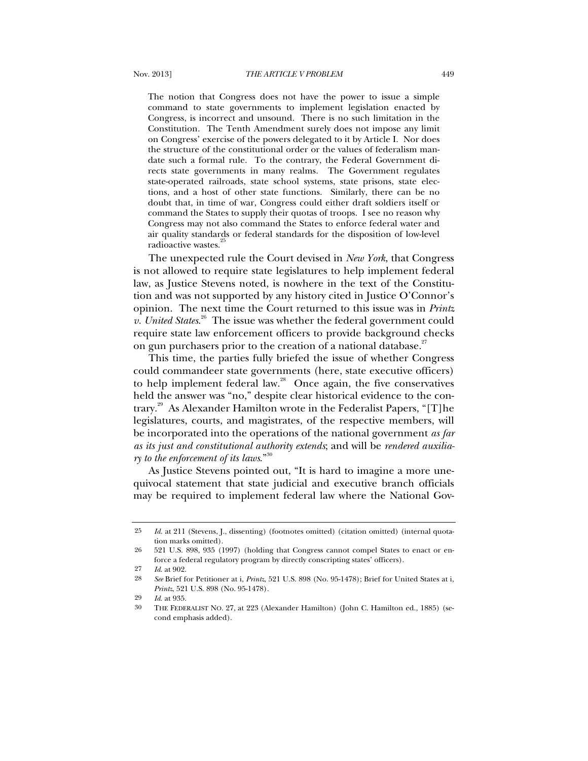> The notion that Congress does not have the power to issue a simple command to state governments to implement legislation enacted by Congress, is incorrect and unsound. There is no such limitation in the Constitution. The Tenth Amendment surely does not impose any limit on Congress' exercise of the powers delegated to it by Article I. Nor does the structure of the constitutional order or the values of federalism mandate such a formal rule. To the contrary, the Federal Government directs state governments in many realms. The Government regulates state-operated railroads, state school systems, state prisons, state elections, and a host of other state functions. Similarly, there can be no doubt that, in time of war, Congress could either draft soldiers itself or command the States to supply their quotas of troops. I see no reason why Congress may not also command the States to enforce federal water and air quality standards or federal standards for the disposition of low-level radioactive wastes.[25]

The unexpected rule the Court devised in *New York*, that Congress is not allowed to require state legislatures to help implement federal law, as Justice Stevens noted, is nowhere in the text of the Constitution and was not supported by any history cited in Justice O'Connor's opinion. The next time the Court returned to this issue was in *Printz v. United States*.[26] The issue was whether the federal government could require state law enforcement officers to provide background checks on gun purchasers prior to the creation of a national database.[27]

This time, the parties fully briefed the issue of whether Congress could commandeer state governments (here, state executive officers) to help implement federal law.[28] Once again, the five conservatives held the answer was "no," despite clear historical evidence to the contrary.[29] As Alexander Hamilton wrote in the Federalist Papers, "[T]he legislatures, courts, and magistrates, of the respective members, will be incorporated into the operations of the national government *as far as its just and constitutional authority extends*; and will be *rendered auxiliary to the enforcement of its laws*."[30]

As Justice Stevens pointed out, "It is hard to imagine a more unequivocal statement that state judicial and executive branch officials may be required to implement federal law where the National Gov-

---

25 *Id.* at 211 (Stevens, J., dissenting) (footnotes omitted) (citation omitted) (internal quotation marks omitted).

26 521 U.S. 898, 935 (1997) (holding that Congress cannot compel States to enact or enforce a federal regulatory program by directly conscripting states' officers).

27 *Id.* at 902.

28 *See* Brief for Petitioner at i, *Printz*, 521 U.S. 898 (No. 95-1478); Brief for United States at i, *Printz*, 521 U.S. 898 (No. 95-1478).

29 *Id.* at 935.

30 THE FEDERALIST NO. 27, at 223 (Alexander Hamilton) (John C. Hamilton ed., 1885) (second emphasis added).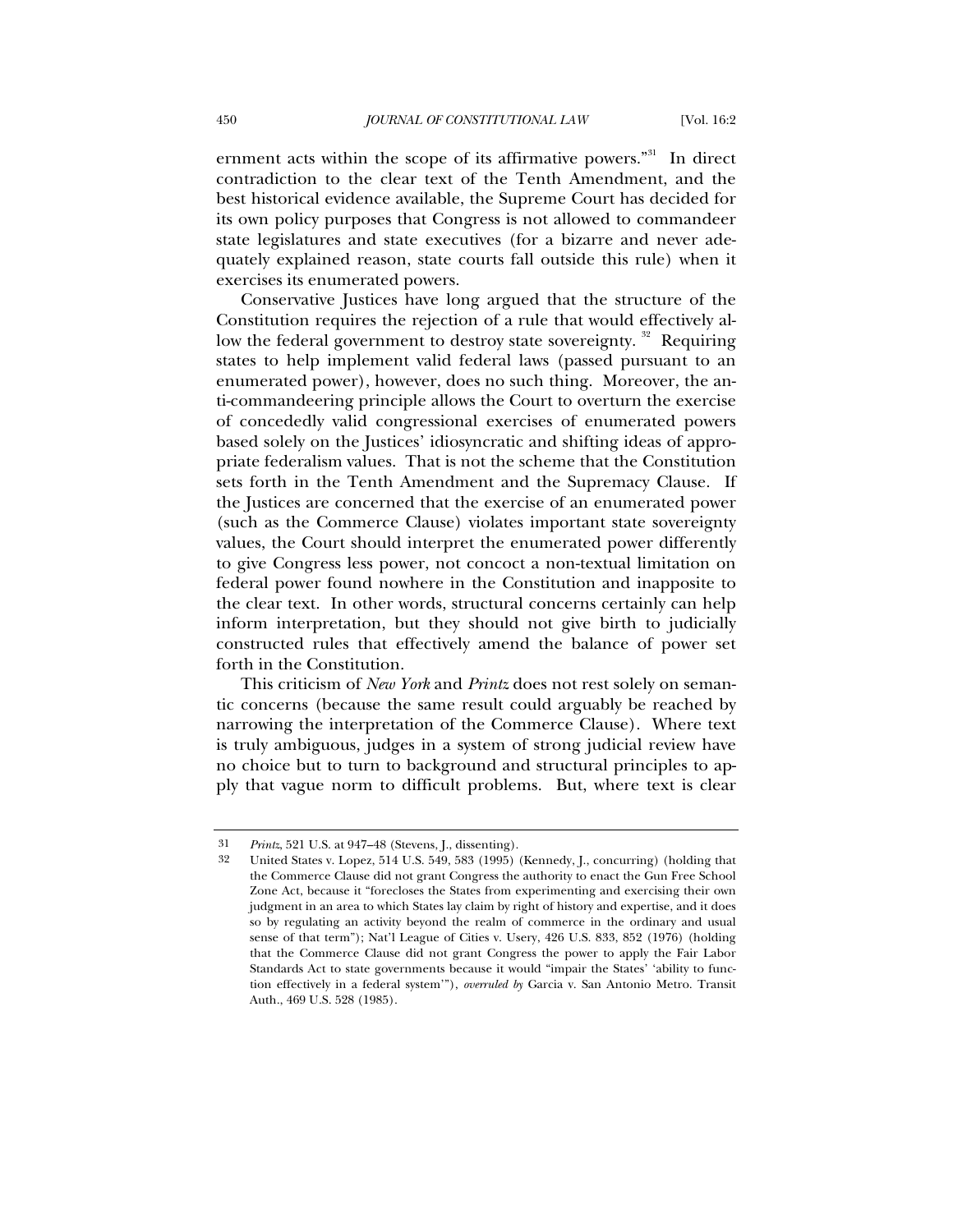ernment acts within the scope of its affirmative powers."[31] In direct contradiction to the clear text of the Tenth Amendment, and the best historical evidence available, the Supreme Court has decided for its own policy purposes that Congress is not allowed to commandeer state legislatures and state executives (for a bizarre and never adequately explained reason, state courts fall outside this rule) when it exercises its enumerated powers.

Conservative Justices have long argued that the structure of the Constitution requires the rejection of a rule that would effectively allow the federal government to destroy state sovereignty. [32] Requiring states to help implement valid federal laws (passed pursuant to an enumerated power), however, does no such thing. Moreover, the anti-commandeering principle allows the Court to overturn the exercise of concededly valid congressional exercises of enumerated powers based solely on the Justices' idiosyncratic and shifting ideas of appropriate federalism values. That is not the scheme that the Constitution sets forth in the Tenth Amendment and the Supremacy Clause. If the Justices are concerned that the exercise of an enumerated power (such as the Commerce Clause) violates important state sovereignty values, the Court should interpret the enumerated power differently to give Congress less power, not concoct a non-textual limitation on federal power found nowhere in the Constitution and inapposite to the clear text. In other words, structural concerns certainly can help inform interpretation, but they should not give birth to judicially constructed rules that effectively amend the balance of power set forth in the Constitution.

This criticism of *New York* and *Printz* does not rest solely on semantic concerns (because the same result could arguably be reached by narrowing the interpretation of the Commerce Clause). Where text is truly ambiguous, judges in a system of strong judicial review have no choice but to turn to background and structural principles to apply that vague norm to difficult problems. But, where text is clear

---

31 *Printz*, 521 U.S. at 947–48 (Stevens, J., dissenting).

32 United States v. Lopez, 514 U.S. 549, 583 (1995) (Kennedy, J., concurring) (holding that the Commerce Clause did not grant Congress the authority to enact the Gun Free School Zone Act, because it "forecloses the States from experimenting and exercising their own judgment in an area to which States lay claim by right of history and expertise, and it does so by regulating an activity beyond the realm of commerce in the ordinary and usual sense of that term"); Nat'l League of Cities v. Usery, 426 U.S. 833, 852 (1976) (holding that the Commerce Clause did not grant Congress the power to apply the Fair Labor Standards Act to state governments because it would "impair the States' 'ability to function effectively in a federal system'"), *overruled by* Garcia v. San Antonio Metro. Transit Auth., 469 U.S. 528 (1985).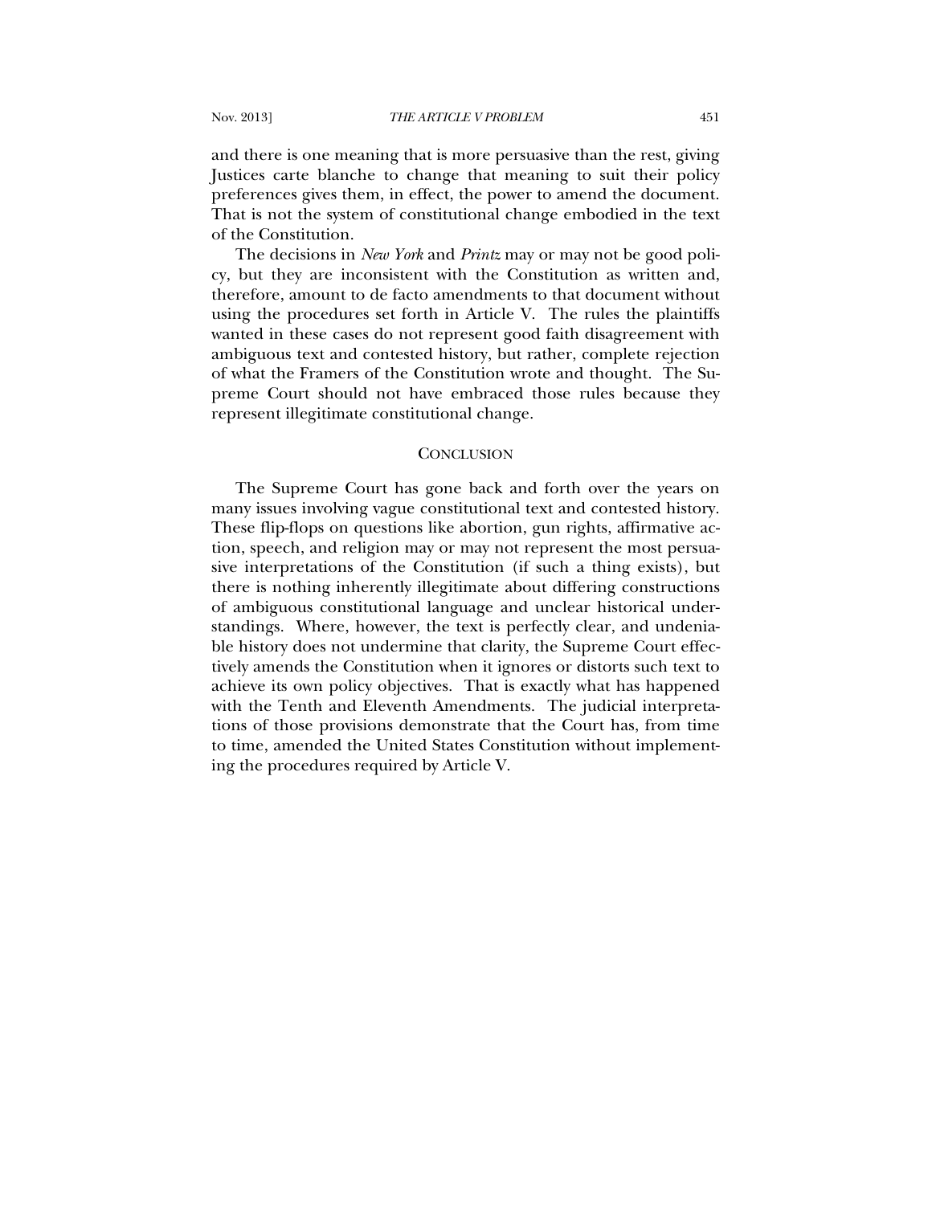and there is one meaning that is more persuasive than the rest, giving Justices carte blanche to change that meaning to suit their policy preferences gives them, in effect, the power to amend the document. That is not the system of constitutional change embodied in the text of the Constitution.

The decisions in *New York* and *Printz* may or may not be good policy, but they are inconsistent with the Constitution as written and, therefore, amount to de facto amendments to that document without using the procedures set forth in Article V. The rules the plaintiffs wanted in these cases do not represent good faith disagreement with ambiguous text and contested history, but rather, complete rejection of what the Framers of the Constitution wrote and thought. The Supreme Court should not have embraced those rules because they represent illegitimate constitutional change.

## CONCLUSION

The Supreme Court has gone back and forth over the years on many issues involving vague constitutional text and contested history. These flip-flops on questions like abortion, gun rights, affirmative action, speech, and religion may or may not represent the most persuasive interpretations of the Constitution (if such a thing exists), but there is nothing inherently illegitimate about differing constructions of ambiguous constitutional language and unclear historical understandings. Where, however, the text is perfectly clear, and undeniable history does not undermine that clarity, the Supreme Court effectively amends the Constitution when it ignores or distorts such text to achieve its own policy objectives. That is exactly what has happened with the Tenth and Eleventh Amendments. The judicial interpretations of those provisions demonstrate that the Court has, from time to time, amended the United States Constitution without implementing the procedures required by Article V.